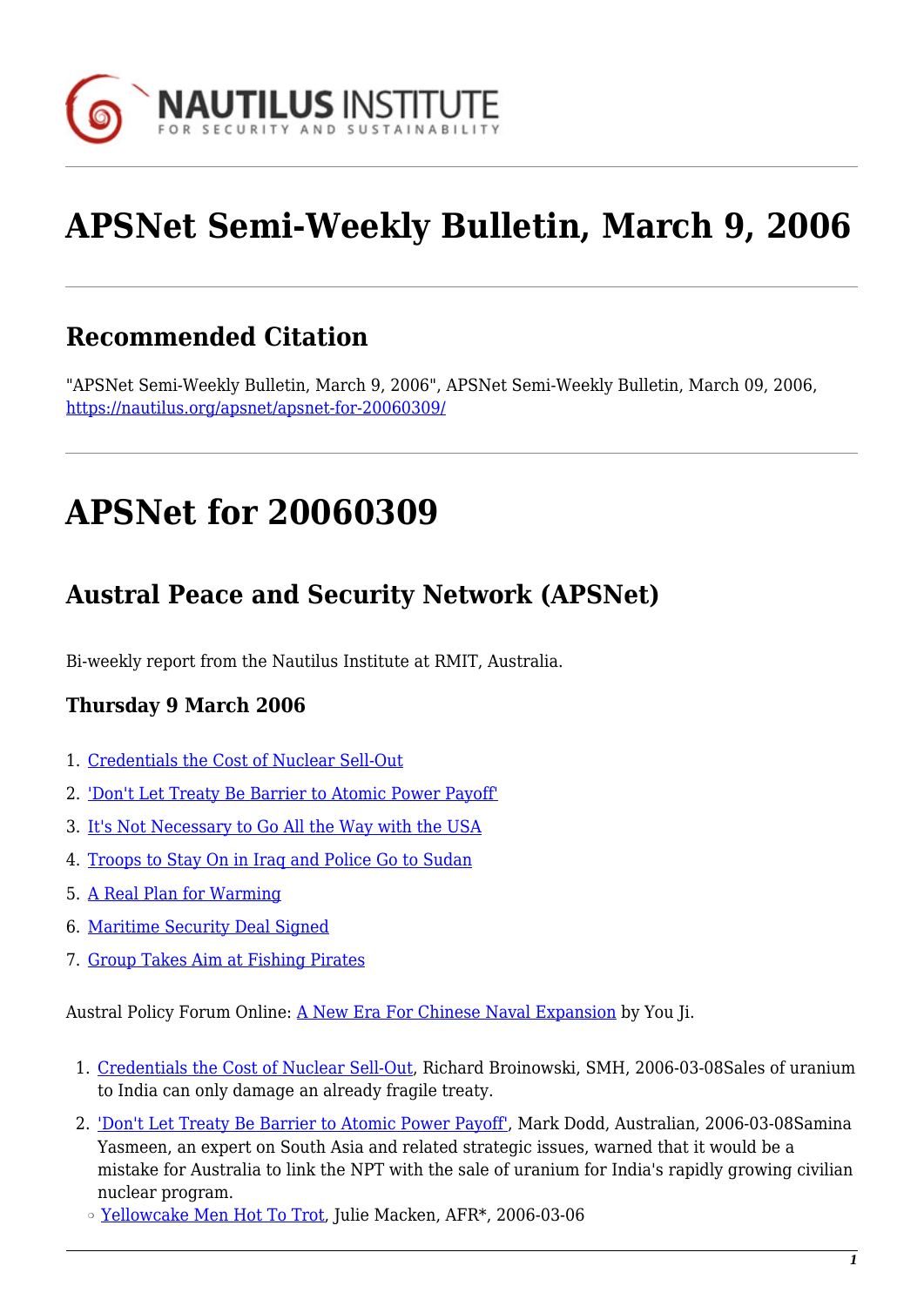# APSNet Semi-Weekly Bulletin, March 9, 2006

## Recommended Citation

"APSNet Semi-Weekly Bulletin, March 9, 2006", APSNet Semi-Weekly Bulletin, March 09, 2006, https://nautilus.org/apsnet/apsnet-for-20060309/

# APSNet for 20060309

## Austral Peace and Security Network (APSNet)

Bi-weekly report from the Nautilus Institute at RMIT, Australia.

### Thursday 9 March 2006

1. Credentials the Cost of Nuclear Sell-Out
2. 'Don't Let Treaty Be Barrier to Atomic Power Payoff'
3. It's Not Necessary to Go All the Way with the USA
4. Troops to Stay On in Iraq and Police Go to Sudan
5. A Real Plan for Warming
6. Maritime Security Deal Signed
7. Group Takes Aim at Fishing Pirates

Austral Policy Forum Online: A New Era For Chinese Naval Expansion by You Ji.

1. Credentials the Cost of Nuclear Sell-Out, Richard Broinowski, SMH, 2006-03-08Sales of uranium to India can only damage an already fragile treaty.
2. 'Don't Let Treaty Be Barrier to Atomic Power Payoff', Mark Dodd, Australian, 2006-03-08Samina Yasmeen, an expert on South Asia and related strategic issues, warned that it would be a mistake for Australia to link the NPT with the sale of uranium for India's rapidly growing civilian nuclear program.
   - Yellowcake Men Hot To Trot, Julie Macken, AFR*, 2006-03-06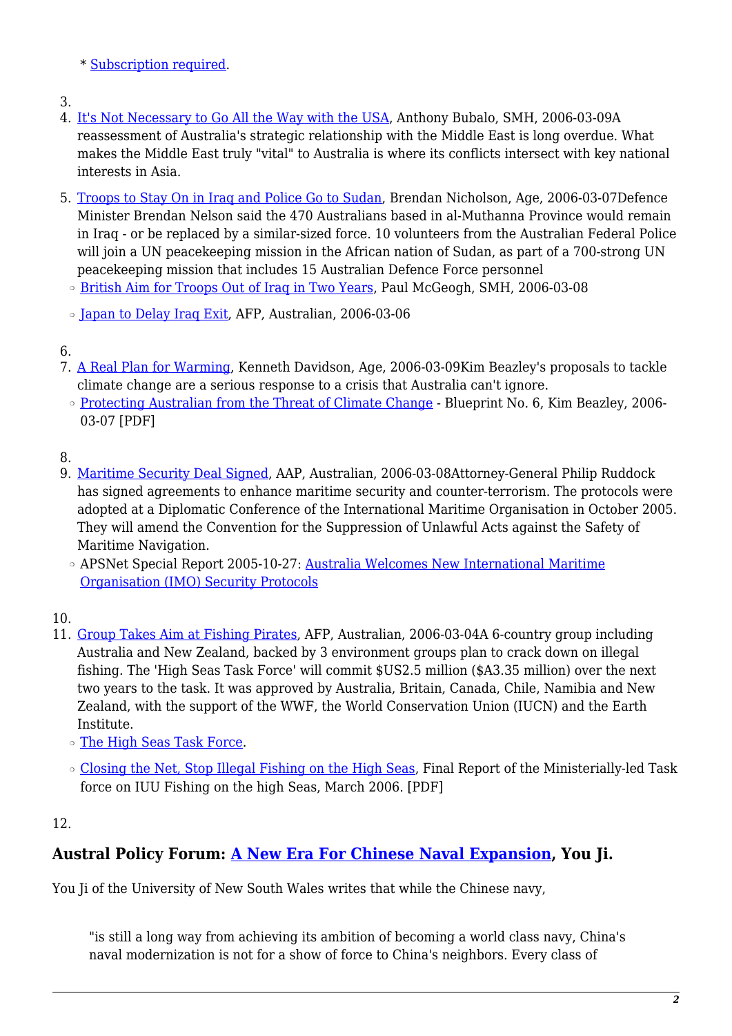* Subscription required.

3. 
4. It's Not Necessary to Go All the Way with the USA, Anthony Bubalo, SMH, 2006-03-09A reassessment of Australia's strategic relationship with the Middle East is long overdue. What makes the Middle East truly "vital" to Australia is where its conflicts intersect with key national interests in Asia.
5. Troops to Stay On in Iraq and Police Go to Sudan, Brendan Nicholson, Age, 2006-03-07Defence Minister Brendan Nelson said the 470 Australians based in al-Muthanna Province would remain in Iraq - or be replaced by a similar-sized force. 10 volunteers from the Australian Federal Police will join a UN peacekeeping mission in the African nation of Sudan, as part of a 700-strong UN peacekeeping mission that includes 15 Australian Defence Force personnel
   - British Aim for Troops Out of Iraq in Two Years, Paul McGeogh, SMH, 2006-03-08
   - Japan to Delay Iraq Exit, AFP, Australian, 2006-03-06
6. 
7. A Real Plan for Warming, Kenneth Davidson, Age, 2006-03-09Kim Beazley's proposals to tackle climate change are a serious response to a crisis that Australia can't ignore.
   - Protecting Australian from the Threat of Climate Change - Blueprint No. 6, Kim Beazley, 2006-03-07 [PDF]
8. 
9. Maritime Security Deal Signed, AAP, Australian, 2006-03-08Attorney-General Philip Ruddock has signed agreements to enhance maritime security and counter-terrorism. The protocols were adopted at a Diplomatic Conference of the International Maritime Organisation in October 2005. They will amend the Convention for the Suppression of Unlawful Acts against the Safety of Maritime Navigation.
   - APSNet Special Report 2005-10-27: Australia Welcomes New International Maritime Organisation (IMO) Security Protocols
10. 
11. Group Takes Aim at Fishing Pirates, AFP, Australian, 2006-03-04A 6-country group including Australia and New Zealand, backed by 3 environment groups plan to crack down on illegal fishing. The 'High Seas Task Force' will commit $US2.5 million ($A3.35 million) over the next two years to the task. It was approved by Australia, Britain, Canada, Chile, Namibia and New Zealand, with the support of the WWF, the World Conservation Union (IUCN) and the Earth Institute.
    - The High Seas Task Force.
    - Closing the Net, Stop Illegal Fishing on the High Seas, Final Report of the Ministerially-led Task force on IUU Fishing on the high Seas, March 2006. [PDF]
12. 

### Austral Policy Forum: A New Era For Chinese Naval Expansion, You Ji.

You Ji of the University of New South Wales writes that while the Chinese navy,

> "is still a long way from achieving its ambition of becoming a world class navy, China's naval modernization is not for a show of force to China's neighbors. Every class of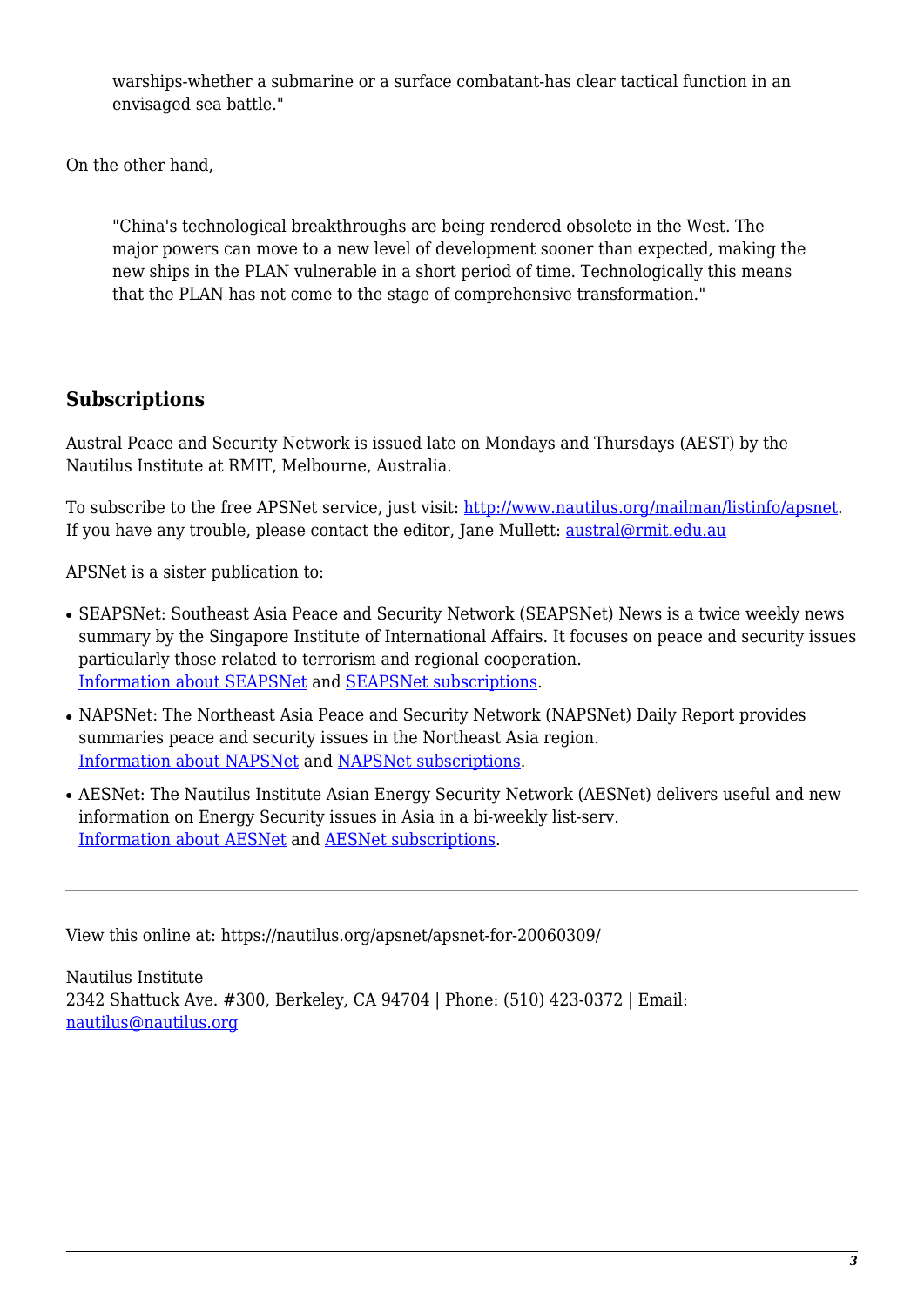> warships-whether a submarine or a surface combatant-has clear tactical function in an envisaged sea battle."

On the other hand,

> "China's technological breakthroughs are being rendered obsolete in the West. The major powers can move to a new level of development sooner than expected, making the new ships in the PLAN vulnerable in a short period of time. Technologically this means that the PLAN has not come to the stage of comprehensive transformation."

### Subscriptions

Austral Peace and Security Network is issued late on Mondays and Thursdays (AEST) by the Nautilus Institute at RMIT, Melbourne, Australia.

To subscribe to the free APSNet service, just visit: [http://www.nautilus.org/mailman/listinfo/apsnet](http://www.nautilus.org/mailman/listinfo/apsnet). If you have any trouble, please contact the editor, Jane Mullett: [austral@rmit.edu.au](mailto:austral@rmit.edu.au)

APSNet is a sister publication to:

- SEAPSNet: Southeast Asia Peace and Security Network (SEAPSNet) News is a twice weekly news summary by the Singapore Institute of International Affairs. It focuses on peace and security issues particularly those related to terrorism and regional cooperation.
  Information about SEAPSNet and SEAPSNet subscriptions.
- NAPSNet: The Northeast Asia Peace and Security Network (NAPSNet) Daily Report provides summaries peace and security issues in the Northeast Asia region.
  Information about NAPSNet and NAPSNet subscriptions.
- AESNet: The Nautilus Institute Asian Energy Security Network (AESNet) delivers useful and new information on Energy Security issues in Asia in a bi-weekly list-serv.
  Information about AESNet and AESNet subscriptions.

---

View this online at: https://nautilus.org/apsnet/apsnet-for-20060309/

Nautilus Institute
2342 Shattuck Ave. #300, Berkeley, CA 94704 | Phone: (510) 423-0372 | Email: [nautilus@nautilus.org](mailto:nautilus@nautilus.org)